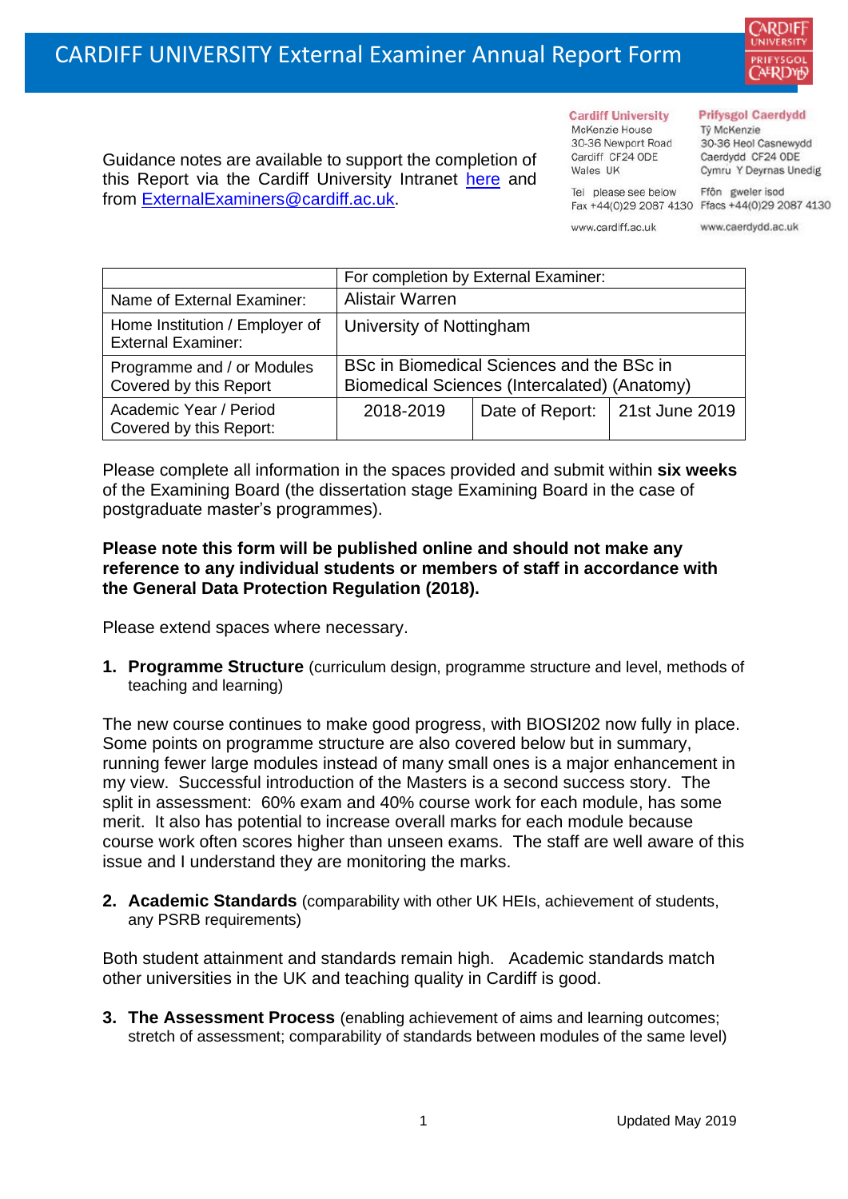# CARDIFF UNIVERSITY External Examiner Annual Report Form

Guidance notes are available to support the completion of this Report via the Cardiff University Intranet here and from ExternalExaminers@cardiff.ac.uk.

**Cardiff University**
McKenzie House
30-36 Newport Road
Cardiff CF24 0DE
Wales UK

Tel please see below
Fax +44(0)29 2087 4130

www.cardiff.ac.uk

**Prifysgol Caerdydd**
Tŷ McKenzie
30-36 Heol Casnewydd
Caerdydd CF24 0DE
Cymru Y Deyrnas Unedig

Ffôn gweler isod
Ffacs +44(0)29 2087 4130

www.caerdydd.ac.uk

| | For completion by External Examiner: | | |
|---|---|---|---|
| Name of External Examiner: | Alistair Warren | | |
| Home Institution / Employer of External Examiner: | University of Nottingham | | |
| Programme and / or Modules Covered by this Report | BSc in Biomedical Sciences and the BSc in Biomedical Sciences (Intercalated) (Anatomy) | | |
| Academic Year / Period Covered by this Report: | 2018-2019 | Date of Report: | 21st June 2019 |

Please complete all information in the spaces provided and submit within **six weeks** of the Examining Board (the dissertation stage Examining Board in the case of postgraduate master's programmes).

**Please note this form will be published online and should not make any reference to any individual students or members of staff in accordance with the General Data Protection Regulation (2018).**

Please extend spaces where necessary.

1. **Programme Structure** (curriculum design, programme structure and level, methods of teaching and learning)

The new course continues to make good progress, with BIOSI202 now fully in place. Some points on programme structure are also covered below but in summary, running fewer large modules instead of many small ones is a major enhancement in my view. Successful introduction of the Masters is a second success story. The split in assessment: 60% exam and 40% course work for each module, has some merit. It also has potential to increase overall marks for each module because course work often scores higher than unseen exams. The staff are well aware of this issue and I understand they are monitoring the marks.

2. **Academic Standards** (comparability with other UK HEIs, achievement of students, any PSRB requirements)

Both student attainment and standards remain high. Academic standards match other universities in the UK and teaching quality in Cardiff is good.

3. **The Assessment Process** (enabling achievement of aims and learning outcomes; stretch of assessment; comparability of standards between modules of the same level)

Updated May 2019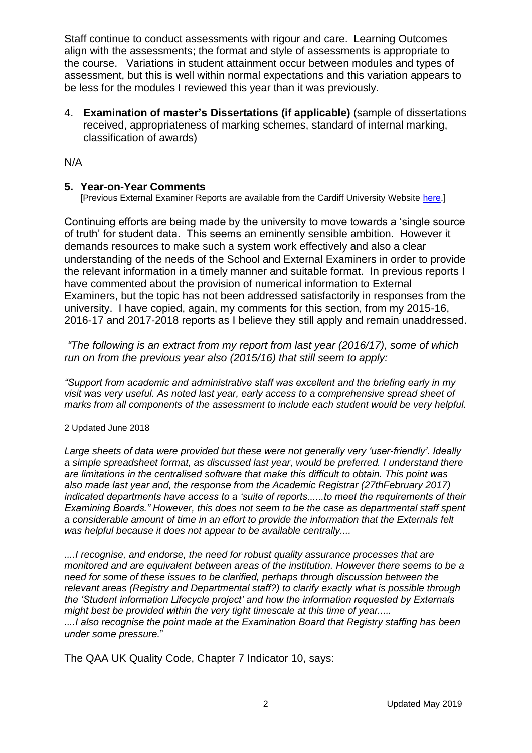Staff continue to conduct assessments with rigour and care. Learning Outcomes align with the assessments; the format and style of assessments is appropriate to the course. Variations in student attainment occur between modules and types of assessment, but this is well within normal expectations and this variation appears to be less for the modules I reviewed this year than it was previously.

4. **Examination of master's Dissertations (if applicable)** (sample of dissertations received, appropriateness of marking schemes, standard of internal marking, classification of awards)

N/A

**5. Year-on-Year Comments**

[Previous External Examiner Reports are available from the Cardiff University Website here.]

Continuing efforts are being made by the university to move towards a 'single source of truth' for student data. This seems an eminently sensible ambition. However it demands resources to make such a system work effectively and also a clear understanding of the needs of the School and External Examiners in order to provide the relevant information in a timely manner and suitable format. In previous reports I have commented about the provision of numerical information to External Examiners, but the topic has not been addressed satisfactorily in responses from the university. I have copied, again, my comments for this section, from my 2015-16, 2016-17 and 2017-2018 reports as I believe they still apply and remain unaddressed.

*"The following is an extract from my report from last year (2016/17), some of which run on from the previous year also (2015/16) that still seem to apply:*

*"Support from academic and administrative staff was excellent and the briefing early in my visit was very useful. As noted last year, early access to a comprehensive spread sheet of marks from all components of the assessment to include each student would be very helpful.*

2 Updated June 2018

*Large sheets of data were provided but these were not generally very 'user-friendly'. Ideally a simple spreadsheet format, as discussed last year, would be preferred. I understand there are limitations in the centralised software that make this difficult to obtain. This point was also made last year and, the response from the Academic Registrar (27thFebruary 2017) indicated departments have access to a 'suite of reports......to meet the requirements of their Examining Boards." However, this does not seem to be the case as departmental staff spent a considerable amount of time in an effort to provide the information that the Externals felt was helpful because it does not appear to be available centrally....*

*....I recognise, and endorse, the need for robust quality assurance processes that are monitored and are equivalent between areas of the institution. However there seems to be a need for some of these issues to be clarified, perhaps through discussion between the relevant areas (Registry and Departmental staff?) to clarify exactly what is possible through the 'Student information Lifecycle project' and how the information requested by Externals might best be provided within the very tight timescale at this time of year.....*
*....I also recognise the point made at the Examination Board that Registry staffing has been under some pressure."*

The QAA UK Quality Code, Chapter 7 Indicator 10, says: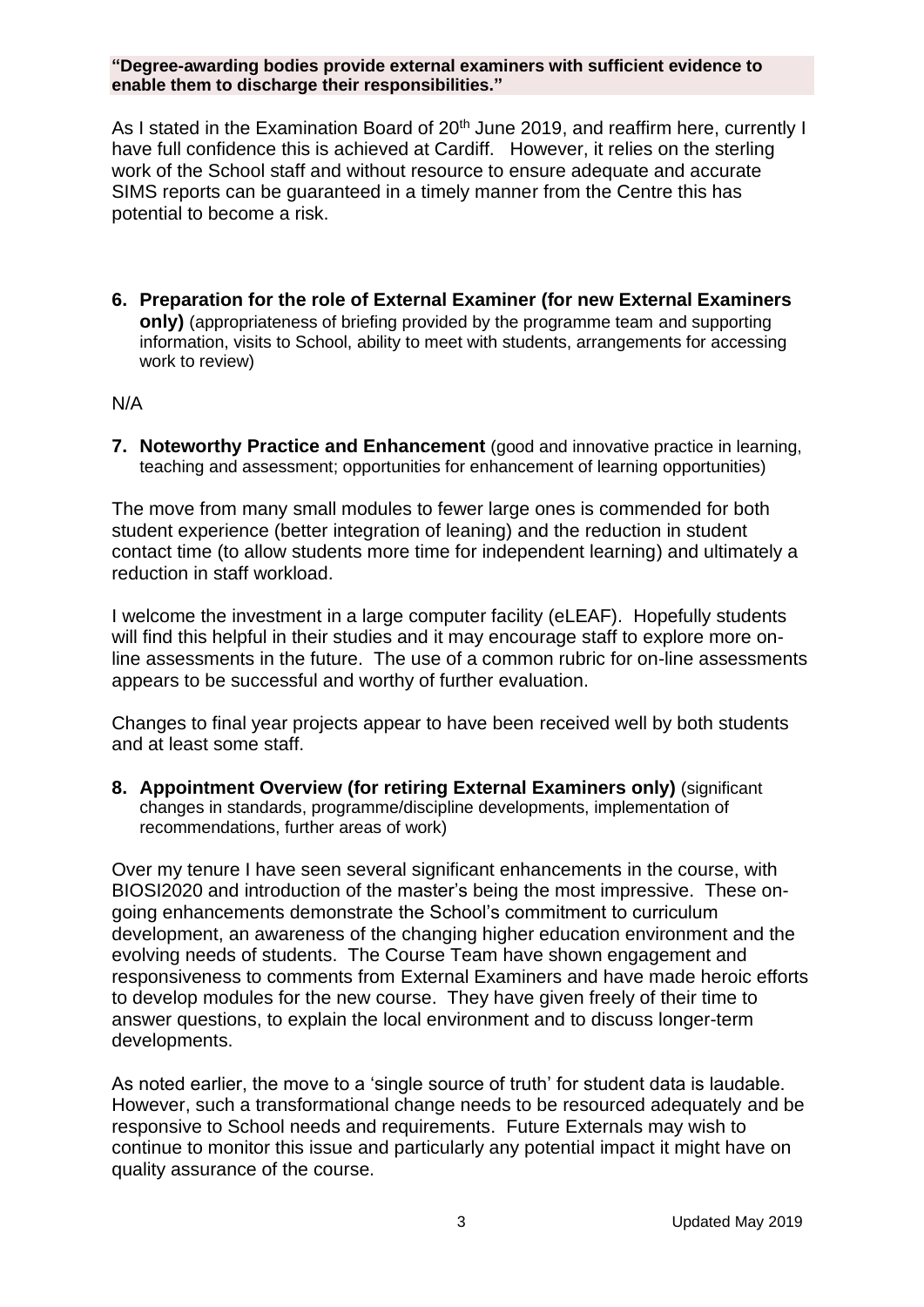**"Degree-awarding bodies provide external examiners with sufficient evidence to enable them to discharge their responsibilities."**

As I stated in the Examination Board of 20th June 2019, and reaffirm here, currently I have full confidence this is achieved at Cardiff. However, it relies on the sterling work of the School staff and without resource to ensure adequate and accurate SIMS reports can be guaranteed in a timely manner from the Centre this has potential to become a risk.

6. **Preparation for the role of External Examiner (for new External Examiners only)** (appropriateness of briefing provided by the programme team and supporting information, visits to School, ability to meet with students, arrangements for accessing work to review)

N/A

7. **Noteworthy Practice and Enhancement** (good and innovative practice in learning, teaching and assessment; opportunities for enhancement of learning opportunities)

The move from many small modules to fewer large ones is commended for both student experience (better integration of leaning) and the reduction in student contact time (to allow students more time for independent learning) and ultimately a reduction in staff workload.

I welcome the investment in a large computer facility (eLEAF). Hopefully students will find this helpful in their studies and it may encourage staff to explore more on-line assessments in the future. The use of a common rubric for on-line assessments appears to be successful and worthy of further evaluation.

Changes to final year projects appear to have been received well by both students and at least some staff.

8. **Appointment Overview (for retiring External Examiners only)** (significant changes in standards, programme/discipline developments, implementation of recommendations, further areas of work)

Over my tenure I have seen several significant enhancements in the course, with BIOSI2020 and introduction of the master's being the most impressive. These on-going enhancements demonstrate the School's commitment to curriculum development, an awareness of the changing higher education environment and the evolving needs of students. The Course Team have shown engagement and responsiveness to comments from External Examiners and have made heroic efforts to develop modules for the new course. They have given freely of their time to answer questions, to explain the local environment and to discuss longer-term developments.

As noted earlier, the move to a 'single source of truth' for student data is laudable. However, such a transformational change needs to be resourced adequately and be responsive to School needs and requirements. Future Externals may wish to continue to monitor this issue and particularly any potential impact it might have on quality assurance of the course.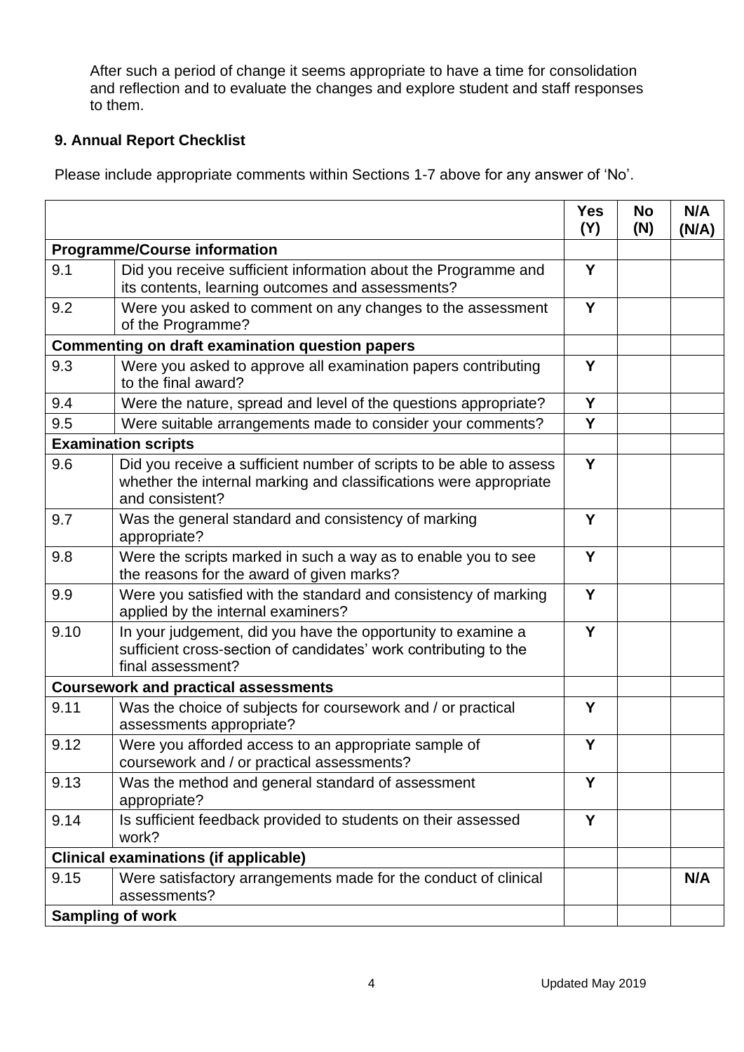After such a period of change it seems appropriate to have a time for consolidation and reflection and to evaluate the changes and explore student and staff responses to them.

## 9. Annual Report Checklist

Please include appropriate comments within Sections 1-7 above for any answer of 'No'.

| | | Yes (Y) | No (N) | N/A (N/A) |
|---|---|---|---|---|
| **Programme/Course information** | | | | |
| 9.1 | Did you receive sufficient information about the Programme and its contents, learning outcomes and assessments? | **Y** | | |
| 9.2 | Were you asked to comment on any changes to the assessment of the Programme? | **Y** | | |
| **Commenting on draft examination question papers** | | | | |
| 9.3 | Were you asked to approve all examination papers contributing to the final award? | **Y** | | |
| 9.4 | Were the nature, spread and level of the questions appropriate? | **Y** | | |
| 9.5 | Were suitable arrangements made to consider your comments? | **Y** | | |
| **Examination scripts** | | | | |
| 9.6 | Did you receive a sufficient number of scripts to be able to assess whether the internal marking and classifications were appropriate and consistent? | **Y** | | |
| 9.7 | Was the general standard and consistency of marking appropriate? | **Y** | | |
| 9.8 | Were the scripts marked in such a way as to enable you to see the reasons for the award of given marks? | **Y** | | |
| 9.9 | Were you satisfied with the standard and consistency of marking applied by the internal examiners? | **Y** | | |
| 9.10 | In your judgement, did you have the opportunity to examine a sufficient cross-section of candidates' work contributing to the final assessment? | **Y** | | |
| **Coursework and practical assessments** | | | | |
| 9.11 | Was the choice of subjects for coursework and / or practical assessments appropriate? | **Y** | | |
| 9.12 | Were you afforded access to an appropriate sample of coursework and / or practical assessments? | **Y** | | |
| 9.13 | Was the method and general standard of assessment appropriate? | **Y** | | |
| 9.14 | Is sufficient feedback provided to students on their assessed work? | **Y** | | |
| **Clinical examinations (if applicable)** | | | | |
| 9.15 | Were satisfactory arrangements made for the conduct of clinical assessments? | | | **N/A** |
| **Sampling of work** | | | | |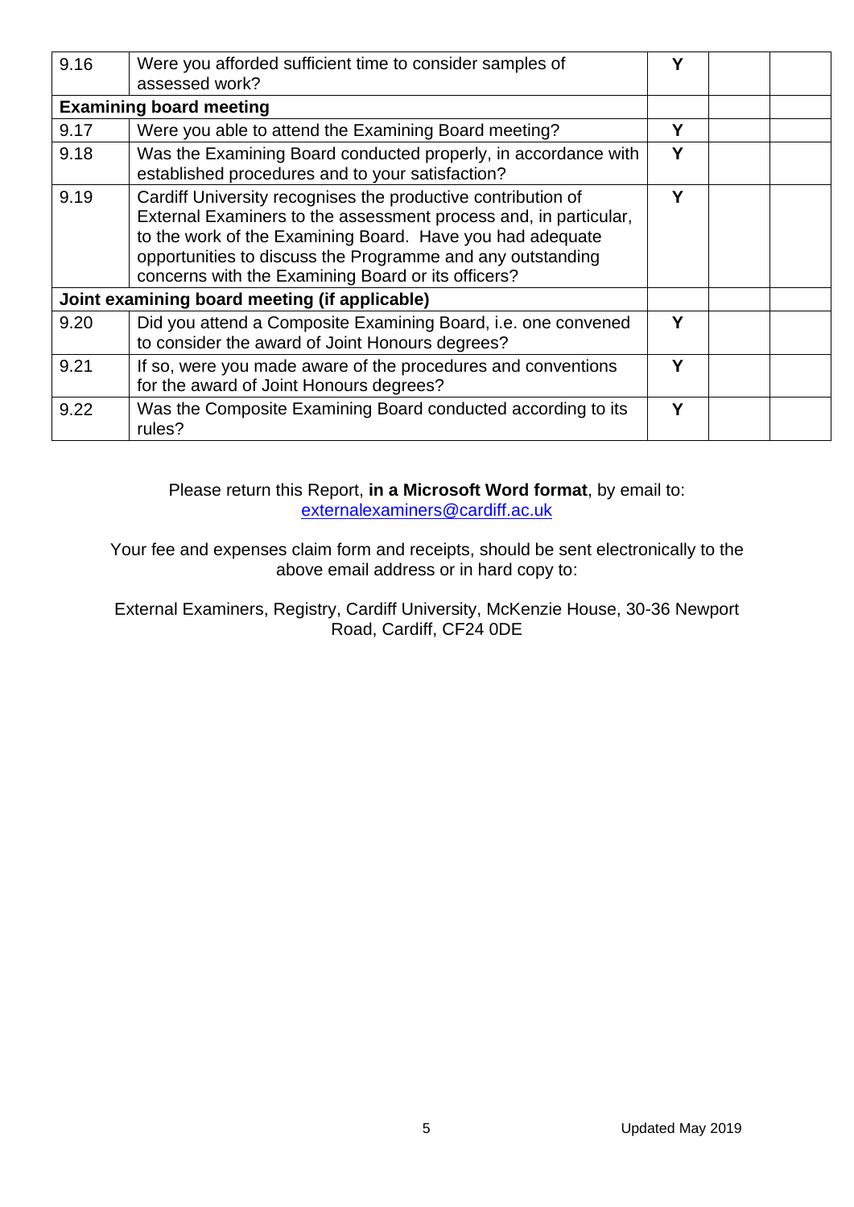| | | | | |
|---|---|---|---|---|
| 9.16 | Were you afforded sufficient time to consider samples of assessed work? | Y | | |
| **Examining board meeting** | | | | |
| 9.17 | Were you able to attend the Examining Board meeting? | Y | | |
| 9.18 | Was the Examining Board conducted properly, in accordance with established procedures and to your satisfaction? | Y | | |
| 9.19 | Cardiff University recognises the productive contribution of External Examiners to the assessment process and, in particular, to the work of the Examining Board. Have you had adequate opportunities to discuss the Programme and any outstanding concerns with the Examining Board or its officers? | Y | | |
| **Joint examining board meeting (if applicable)** | | | | |
| 9.20 | Did you attend a Composite Examining Board, i.e. one convened to consider the award of Joint Honours degrees? | Y | | |
| 9.21 | If so, were you made aware of the procedures and conventions for the award of Joint Honours degrees? | Y | | |
| 9.22 | Was the Composite Examining Board conducted according to its rules? | Y | | |

Please return this Report, **in a Microsoft Word format**, by email to: externalexaminers@cardiff.ac.uk

Your fee and expenses claim form and receipts, should be sent electronically to the above email address or in hard copy to:

External Examiners, Registry, Cardiff University, McKenzie House, 30-36 Newport Road, Cardiff, CF24 0DE

Updated May 2019